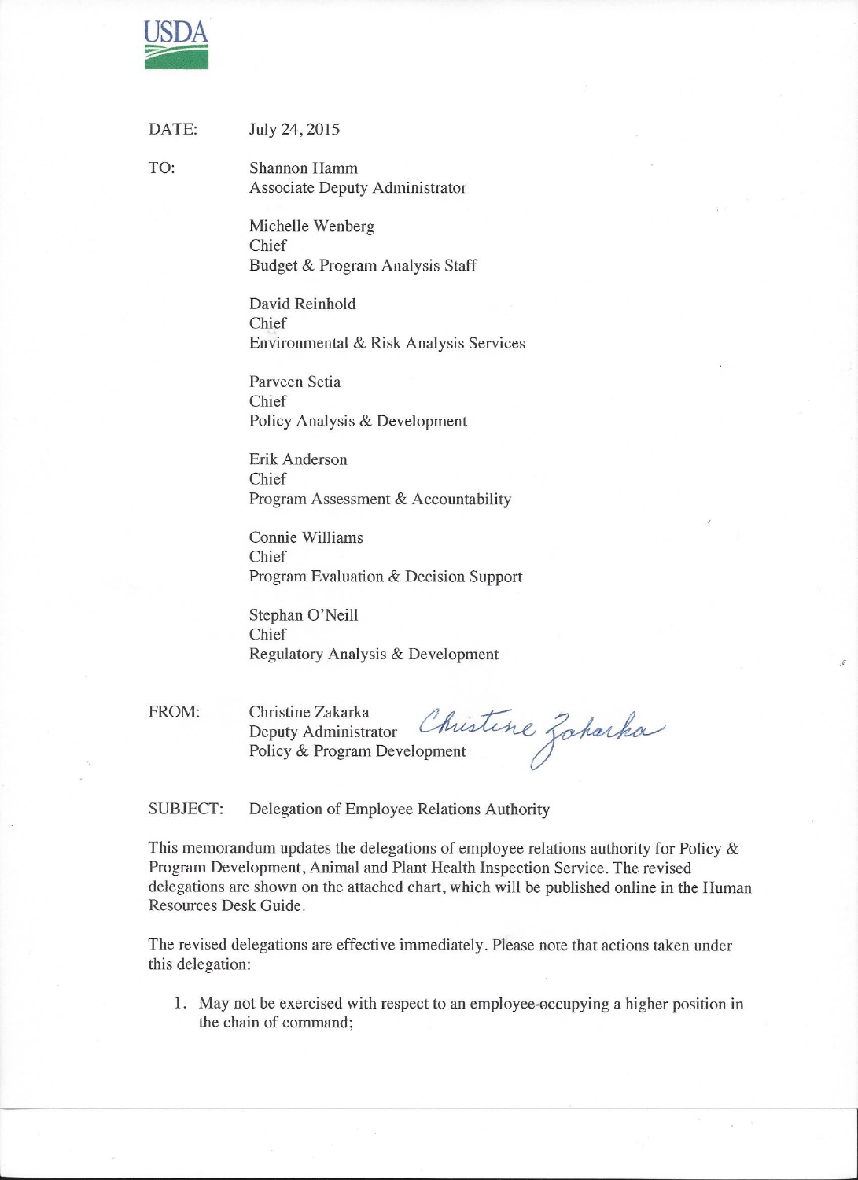USDA

DATE: July 24, 2015

TO: Shannon Hamm
Associate Deputy Administrator

Michelle Wenberg
Chief
Budget & Program Analysis Staff

David Reinhold
Chief
Environmental & Risk Analysis Services

Parveen Setia
Chief
Policy Analysis & Development

Erik Anderson
Chief
Program Assessment & Accountability

Connie Williams
Chief
Program Evaluation & Decision Support

Stephan O'Neill
Chief
Regulatory Analysis & Development

FROM: Christine Zakarka
Deputy Administrator
Policy & Program Development

SUBJECT: Delegation of Employee Relations Authority

This memorandum updates the delegations of employee relations authority for Policy & Program Development, Animal and Plant Health Inspection Service. The revised delegations are shown on the attached chart, which will be published online in the Human Resources Desk Guide.

The revised delegations are effective immediately. Please note that actions taken under this delegation:

1. May not be exercised with respect to an employee occupying a higher position in the chain of command;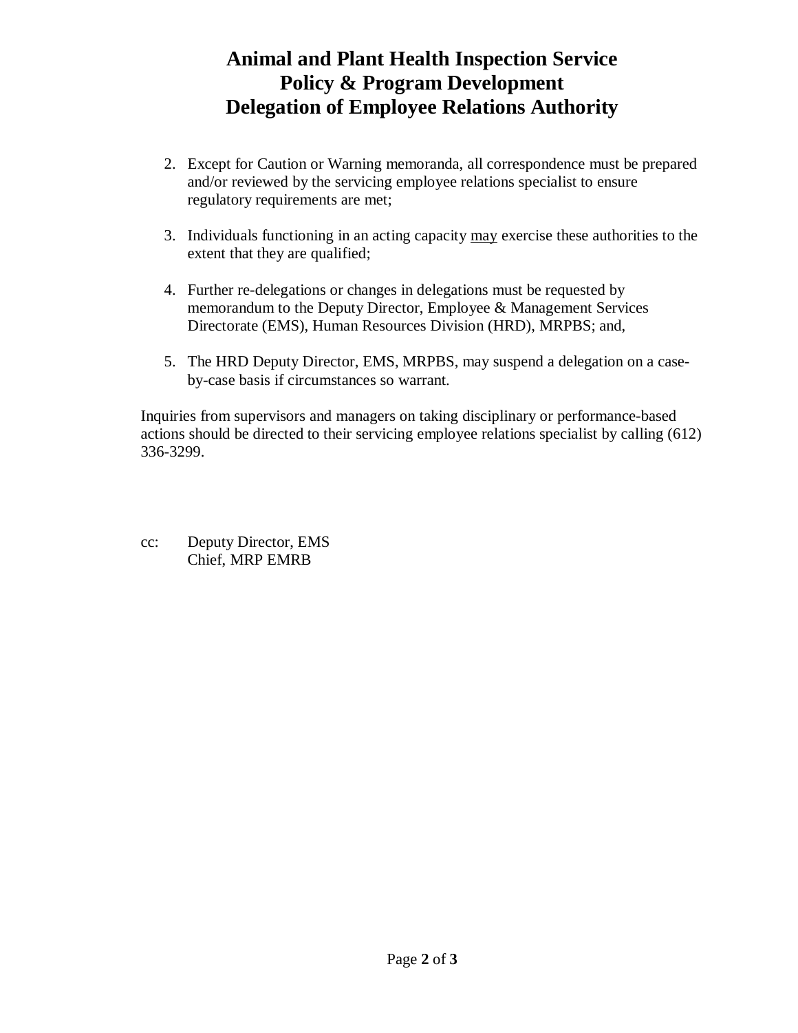2. Except for Caution or Warning memoranda, all correspondence must be prepared and/or reviewed by the servicing employee relations specialist to ensure regulatory requirements are met;

3. Individuals functioning in an acting capacity <u>may</u> exercise these authorities to the extent that they are qualified;

4. Further re-delegations or changes in delegations must be requested by memorandum to the Deputy Director, Employee & Management Services Directorate (EMS), Human Resources Division (HRD), MRPBS; and,

5. The HRD Deputy Director, EMS, MRPBS, may suspend a delegation on a case-by-case basis if circumstances so warrant.

Inquiries from supervisors and managers on taking disciplinary or performance-based actions should be directed to their servicing employee relations specialist by calling (612) 336-3299.

cc: Deputy Director, EMS
Chief, MRP EMRB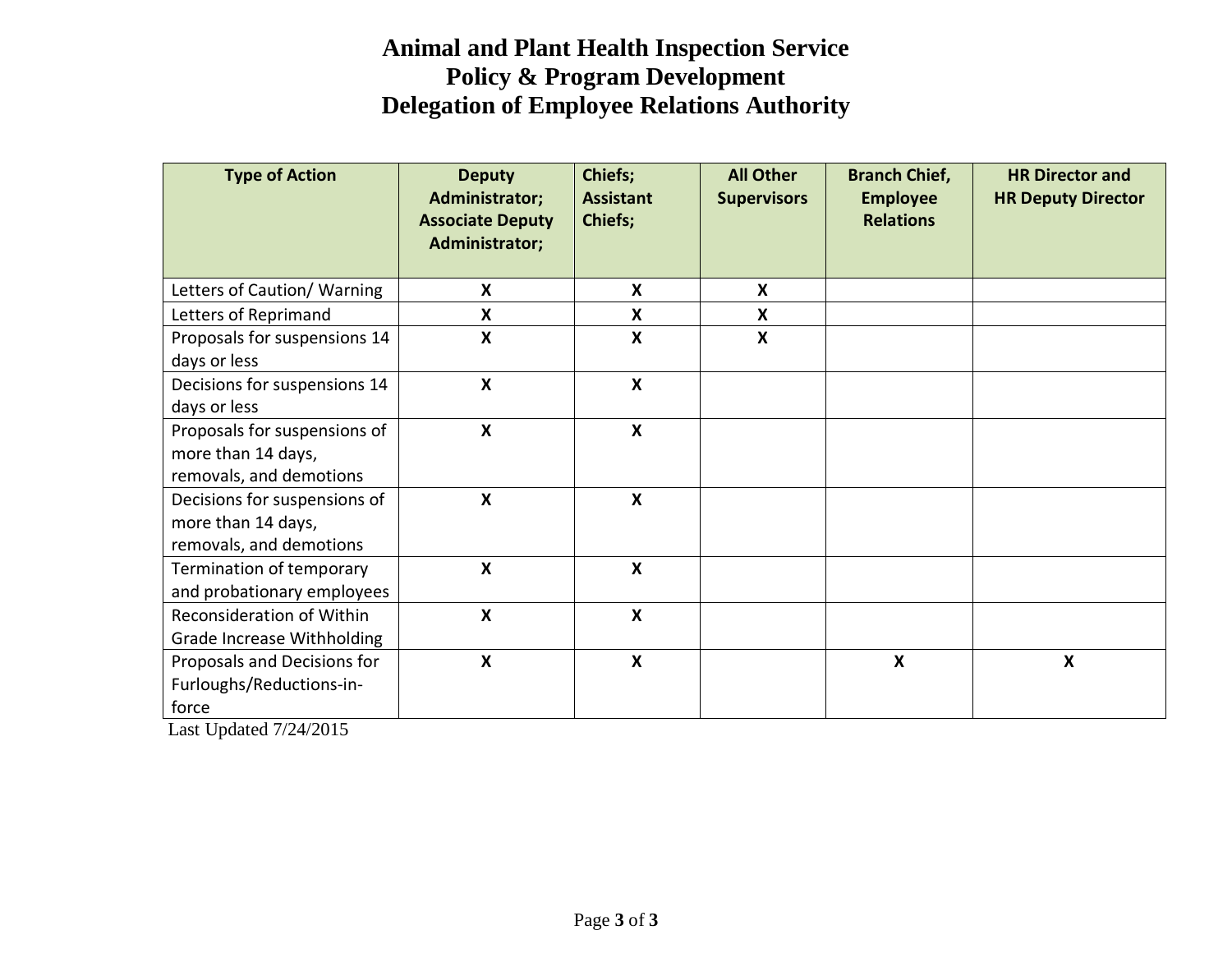# Animal and Plant Health Inspection Service
# Policy & Program Development
# Delegation of Employee Relations Authority

| Type of Action | Deputy Administrator; Associate Deputy Administrator; | Chiefs; Assistant Chiefs; | All Other Supervisors | Branch Chief, Employee Relations | HR Director and HR Deputy Director |
|---|---|---|---|---|---|
| Letters of Caution/ Warning | X | X | X | | |
| Letters of Reprimand | X | X | X | | |
| Proposals for suspensions 14 days or less | X | X | X | | |
| Decisions for suspensions 14 days or less | X | X | | | |
| Proposals for suspensions of more than 14 days, removals, and demotions | X | X | | | |
| Decisions for suspensions of more than 14 days, removals, and demotions | X | X | | | |
| Termination of temporary and probationary employees | X | X | | | |
| Reconsideration of Within Grade Increase Withholding | X | X | | | |
| Proposals and Decisions for Furloughs/Reductions-in-force | X | X | | X | X |

Last Updated 7/24/2015